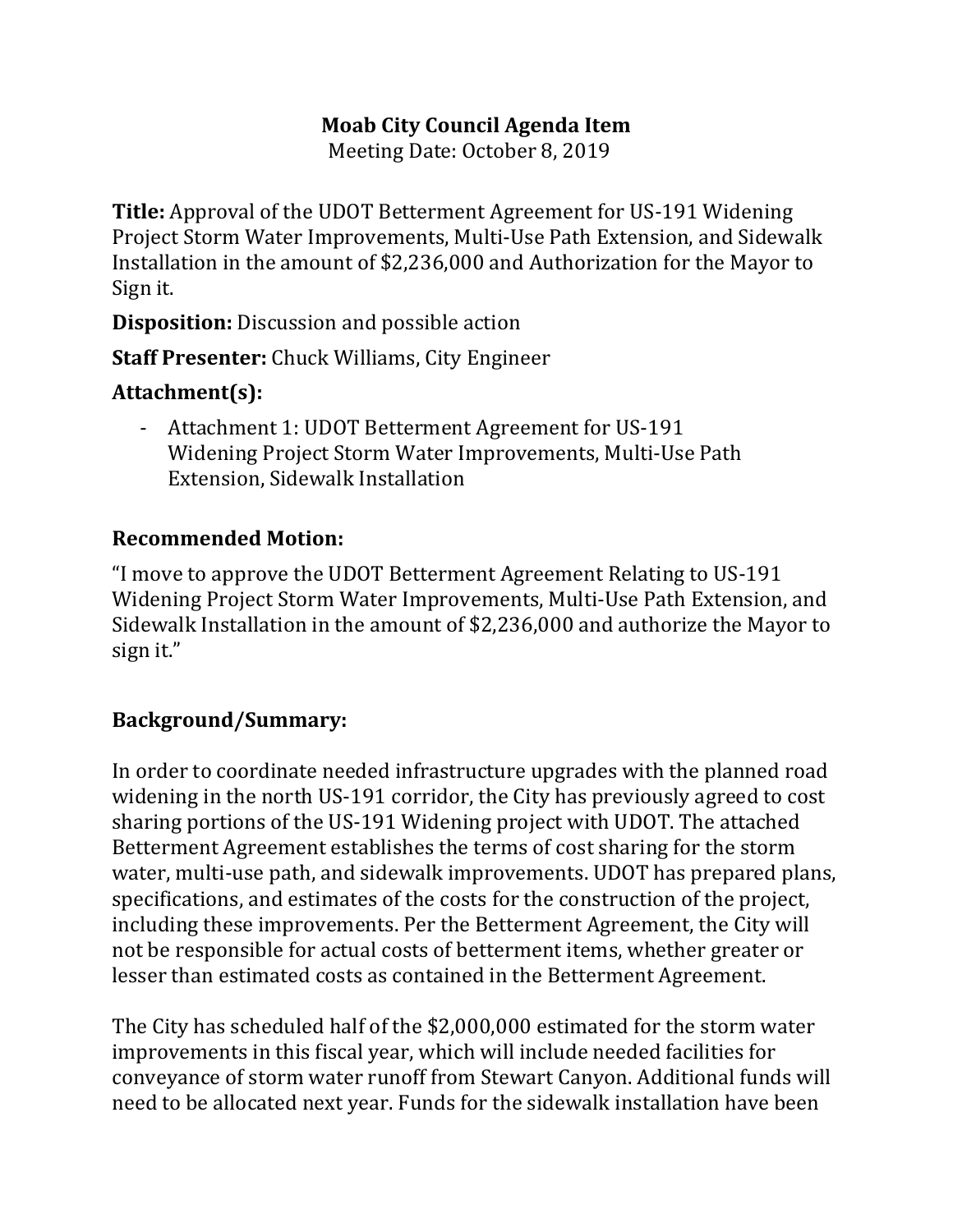# Moab City Council Agenda Item

Meeting Date: October 8, 2019

**Title:** Approval of the UDOT Betterment Agreement for US-191 Widening Project Storm Water Improvements, Multi-Use Path Extension, and Sidewalk Installation in the amount of $2,236,000 and Authorization for the Mayor to Sign it.

**Disposition:** Discussion and possible action

**Staff Presenter:** Chuck Williams, City Engineer

## Attachment(s):

- Attachment 1: UDOT Betterment Agreement for US-191 Widening Project Storm Water Improvements, Multi-Use Path Extension, Sidewalk Installation

## Recommended Motion:

"I move to approve the UDOT Betterment Agreement Relating to US-191 Widening Project Storm Water Improvements, Multi-Use Path Extension, and Sidewalk Installation in the amount of $2,236,000 and authorize the Mayor to sign it."

## Background/Summary:

In order to coordinate needed infrastructure upgrades with the planned road widening in the north US-191 corridor, the City has previously agreed to cost sharing portions of the US-191 Widening project with UDOT. The attached Betterment Agreement establishes the terms of cost sharing for the storm water, multi-use path, and sidewalk improvements. UDOT has prepared plans, specifications, and estimates of the costs for the construction of the project, including these improvements. Per the Betterment Agreement, the City will not be responsible for actual costs of betterment items, whether greater or lesser than estimated costs as contained in the Betterment Agreement.

The City has scheduled half of the $2,000,000 estimated for the storm water improvements in this fiscal year, which will include needed facilities for conveyance of storm water runoff from Stewart Canyon. Additional funds will need to be allocated next year. Funds for the sidewalk installation have been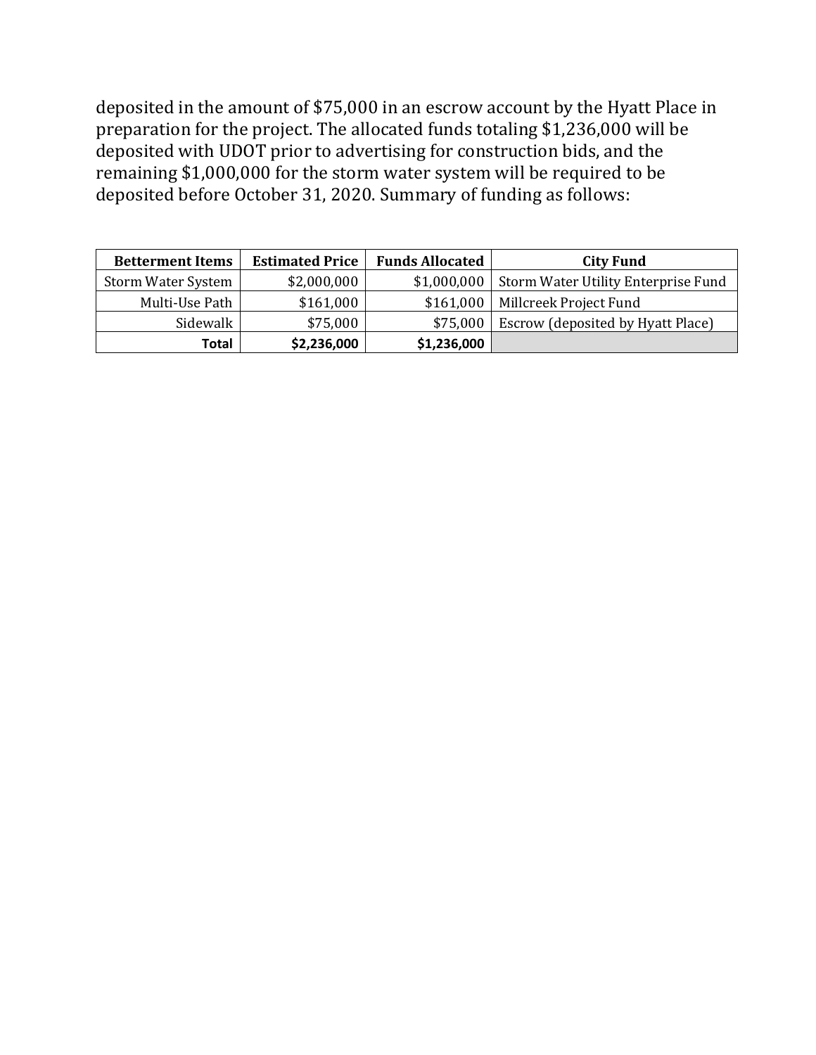deposited in the amount of $75,000 in an escrow account by the Hyatt Place in preparation for the project. The allocated funds totaling $1,236,000 will be deposited with UDOT prior to advertising for construction bids, and the remaining $1,000,000 for the storm water system will be required to be deposited before October 31, 2020. Summary of funding as follows:

| Betterment Items | Estimated Price | Funds Allocated | City Fund |
|---|---|---|---|
| Storm Water System | $2,000,000 | $1,000,000 | Storm Water Utility Enterprise Fund |
| Multi-Use Path | $161,000 | $161,000 | Millcreek Project Fund |
| Sidewalk | $75,000 | $75,000 | Escrow (deposited by Hyatt Place) |
| **Total** | **$2,236,000** | **$1,236,000** | |